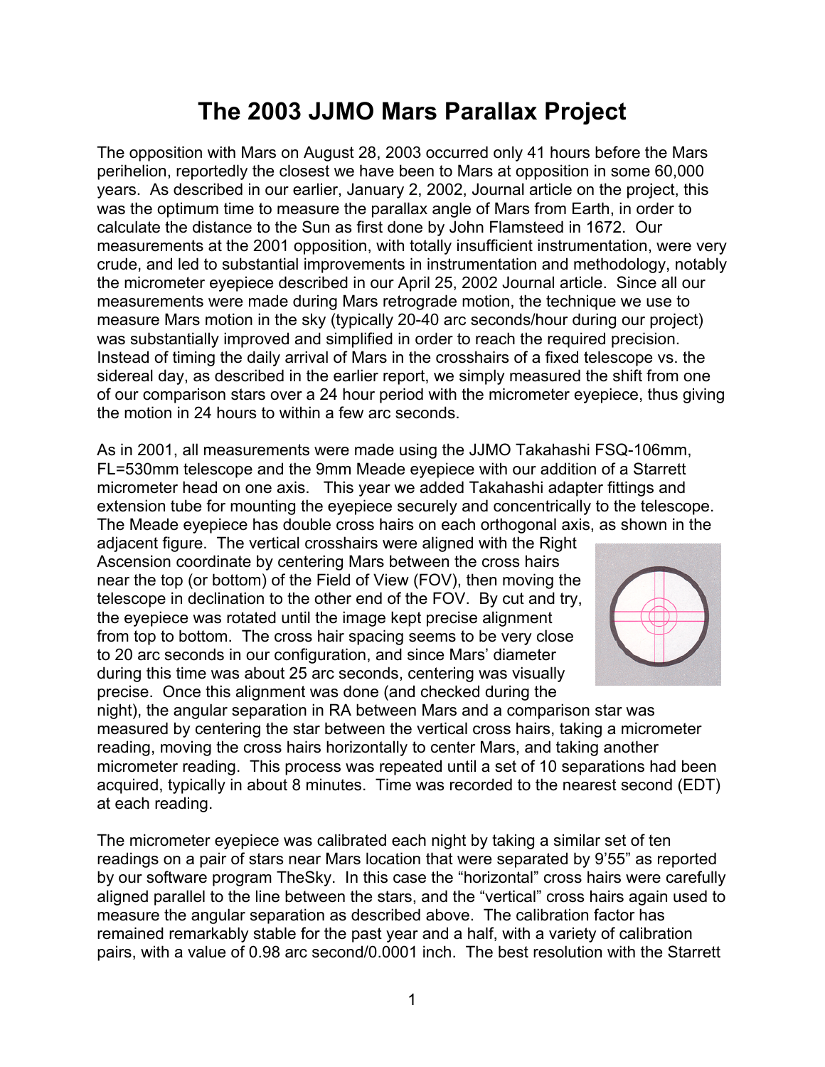# The 2003 JJMO Mars Parallax Project

The opposition with Mars on August 28, 2003 occurred only 41 hours before the Mars perihelion, reportedly the closest we have been to Mars at opposition in some 60,000 years. As described in our earlier, January 2, 2002, Journal article on the project, this was the optimum time to measure the parallax angle of Mars from Earth, in order to calculate the distance to the Sun as first done by John Flamsteed in 1672. Our measurements at the 2001 opposition, with totally insufficient instrumentation, were very crude, and led to substantial improvements in instrumentation and methodology, notably the micrometer eyepiece described in our April 25, 2002 Journal article. Since all our measurements were made during Mars retrograde motion, the technique we use to measure Mars motion in the sky (typically 20-40 arc seconds/hour during our project) was substantially improved and simplified in order to reach the required precision. Instead of timing the daily arrival of Mars in the crosshairs of a fixed telescope vs. the sidereal day, as described in the earlier report, we simply measured the shift from one of our comparison stars over a 24 hour period with the micrometer eyepiece, thus giving the motion in 24 hours to within a few arc seconds.

As in 2001, all measurements were made using the JJMO Takahashi FSQ-106mm, FL=530mm telescope and the 9mm Meade eyepiece with our addition of a Starrett micrometer head on one axis. This year we added Takahashi adapter fittings and extension tube for mounting the eyepiece securely and concentrically to the telescope. The Meade eyepiece has double cross hairs on each orthogonal axis, as shown in the adjacent figure. The vertical crosshairs were aligned with the Right Ascension coordinate by centering Mars between the cross hairs near the top (or bottom) of the Field of View (FOV), then moving the telescope in declination to the other end of the FOV. By cut and try, the eyepiece was rotated until the image kept precise alignment from top to bottom. The cross hair spacing seems to be very close to 20 arc seconds in our configuration, and since Mars' diameter during this time was about 25 arc seconds, centering was visually precise. Once this alignment was done (and checked during the night), the angular separation in RA between Mars and a comparison star was measured by centering the star between the vertical cross hairs, taking a micrometer reading, moving the cross hairs horizontally to center Mars, and taking another micrometer reading. This process was repeated until a set of 10 separations had been acquired, typically in about 8 minutes. Time was recorded to the nearest second (EDT) at each reading.

The micrometer eyepiece was calibrated each night by taking a similar set of ten readings on a pair of stars near Mars location that were separated by 9'55" as reported by our software program TheSky. In this case the "horizontal" cross hairs were carefully aligned parallel to the line between the stars, and the "vertical" cross hairs again used to measure the angular separation as described above. The calibration factor has remained remarkably stable for the past year and a half, with a variety of calibration pairs, with a value of 0.98 arc second/0.0001 inch. The best resolution with the Starrett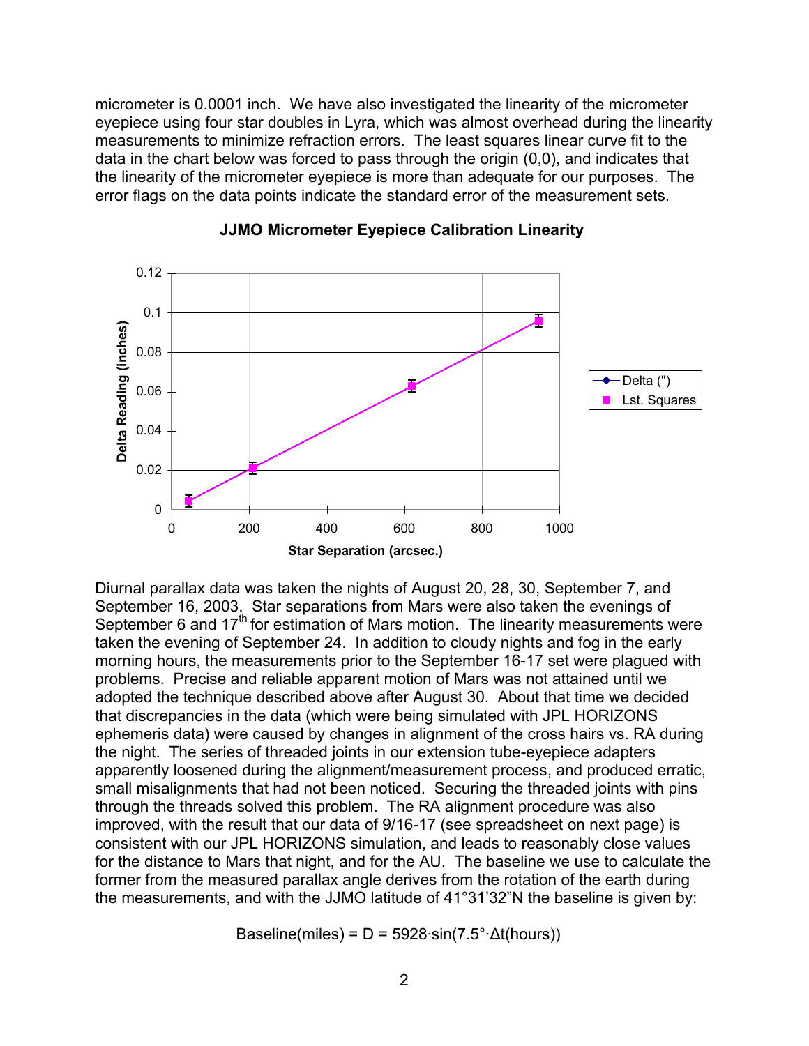micrometer is 0.0001 inch. We have also investigated the linearity of the micrometer eyepiece using four star doubles in Lyra, which was almost overhead during the linearity measurements to minimize refraction errors. The least squares linear curve fit to the data in the chart below was forced to pass through the origin (0,0), and indicates that the linearity of the micrometer eyepiece is more than adequate for our purposes. The error flags on the data points indicate the standard error of the measurement sets.

**JJMO Micrometer Eyepiece Calibration Linearity**

Diurnal parallax data was taken the nights of August 20, 28, 30, September 7, and September 16, 2003. Star separations from Mars were also taken the evenings of September 6 and 17th for estimation of Mars motion. The linearity measurements were taken the evening of September 24. In addition to cloudy nights and fog in the early morning hours, the measurements prior to the September 16-17 set were plagued with problems. Precise and reliable apparent motion of Mars was not attained until we adopted the technique described above after August 30. About that time we decided that discrepancies in the data (which were being simulated with JPL HORIZONS ephemeris data) were caused by changes in alignment of the cross hairs vs. RA during the night. The series of threaded joints in our extension tube-eyepiece adapters apparently loosened during the alignment/measurement process, and produced erratic, small misalignments that had not been noticed. Securing the threaded joints with pins through the threads solved this problem. The RA alignment procedure was also improved, with the result that our data of 9/16-17 (see spreadsheet on next page) is consistent with our JPL HORIZONS simulation, and leads to reasonably close values for the distance to Mars that night, and for the AU. The baseline we use to calculate the former from the measured parallax angle derives from the rotation of the earth during the measurements, and with the JJMO latitude of 41°31'32"N the baseline is given by:

$$\text{Baseline(miles)} = D = 5928 \cdot \sin(7.5° \cdot \Delta t(\text{hours}))$$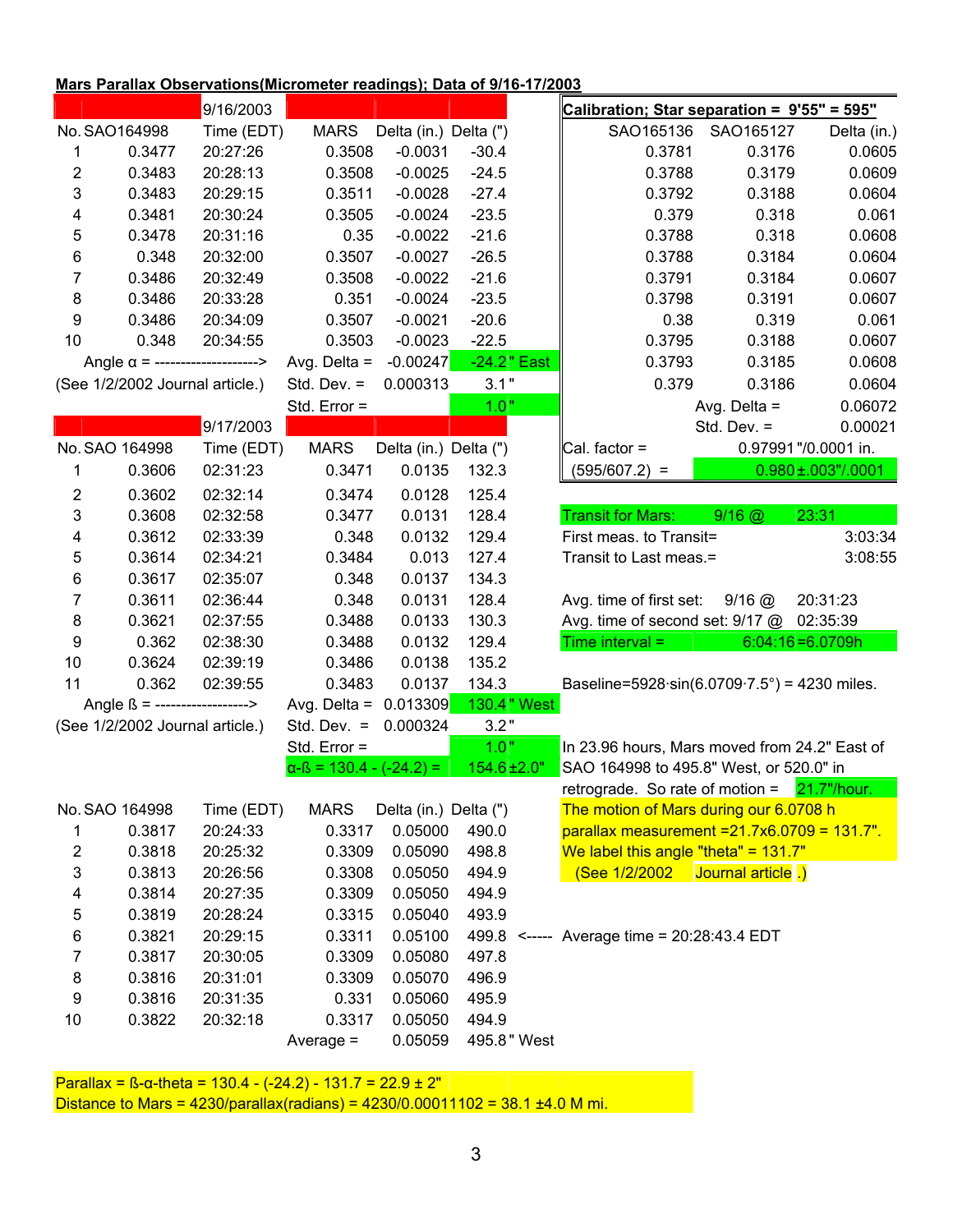## Mars Parallax Observations(Micrometer readings); Data of 9/16-17/2003

**9/16/2003**

| No. | SAO164998 | Time (EDT) | MARS | Delta (in.) | Delta (") |
|---|---|---|---|---|---|
| 1 | 0.3477 | 20:27:26 | 0.3508 | -0.0031 | -30.4 |
| 2 | 0.3483 | 20:28:13 | 0.3508 | -0.0025 | -24.5 |
| 3 | 0.3483 | 20:29:15 | 0.3511 | -0.0028 | -27.4 |
| 4 | 0.3481 | 20:30:24 | 0.3505 | -0.0024 | -23.5 |
| 5 | 0.3478 | 20:31:16 | 0.35 | -0.0022 | -21.6 |
| 6 | 0.348 | 20:32:00 | 0.3507 | -0.0027 | -26.5 |
| 7 | 0.3486 | 20:32:49 | 0.3508 | -0.0022 | -21.6 |
| 8 | 0.3486 | 20:33:28 | 0.351 | -0.0024 | -23.5 |
| 9 | 0.3486 | 20:34:09 | 0.3507 | -0.0021 | -20.6 |
| 10 | 0.348 | 20:34:55 | 0.3503 | -0.0023 | -22.5 |
| Angle α = --------------------> | | | Avg. Delta = | -0.00247 | -24.2 " East |
| (See 1/2/2002 Journal article.) | | | Std. Dev. = | 0.000313 | 3.1 " |
| | | | Std. Error = | | 1.0 " |

**9/17/2003**

| No. | SAO 164998 | Time (EDT) | MARS | Delta (in.) | Delta (") |
|---|---|---|---|---|---|
| 1 | 0.3606 | 02:31:23 | 0.3471 | 0.0135 | 132.3 |
| 2 | 0.3602 | 02:32:14 | 0.3474 | 0.0128 | 125.4 |
| 3 | 0.3608 | 02:32:58 | 0.3477 | 0.0131 | 128.4 |
| 4 | 0.3612 | 02:33:39 | 0.348 | 0.0132 | 129.4 |
| 5 | 0.3614 | 02:34:21 | 0.3484 | 0.013 | 127.4 |
| 6 | 0.3617 | 02:35:07 | 0.348 | 0.0137 | 134.3 |
| 7 | 0.3611 | 02:36:44 | 0.348 | 0.0131 | 128.4 |
| 8 | 0.3621 | 02:37:55 | 0.3488 | 0.0133 | 130.3 |
| 9 | 0.362 | 02:38:30 | 0.3488 | 0.0132 | 129.4 |
| 10 | 0.3624 | 02:39:19 | 0.3486 | 0.0138 | 135.2 |
| 11 | 0.362 | 02:39:55 | 0.3483 | 0.0137 | 134.3 |
| Angle ß = -----------------> | | | Avg. Delta = | 0.013309 | 130.4 " West |
| (See 1/2/2002 Journal article.) | | | Std. Dev. = | 0.000324 | 3.2 " |
| | | | Std. Error = | | 1.0 " |
| | | | α-ß = 130.4 - (-24.2) = | | 154.6±2.0" |

**Calibration; Star separation = 9'55" = 595"**

| SAO165136 | SAO165127 | Delta (in.) |
|---|---|---|
| 0.3781 | 0.3176 | 0.0605 |
| 0.3788 | 0.3179 | 0.0609 |
| 0.3792 | 0.3188 | 0.0604 |
| 0.379 | 0.318 | 0.061 |
| 0.3788 | 0.318 | 0.0608 |
| 0.3788 | 0.3184 | 0.0604 |
| 0.3791 | 0.3184 | 0.0607 |
| 0.3798 | 0.3191 | 0.0607 |
| 0.38 | 0.319 | 0.061 |
| 0.3795 | 0.3188 | 0.0607 |
| 0.3793 | 0.3185 | 0.0608 |
| 0.379 | 0.3186 | 0.0604 |
| | Avg. Delta = | 0.06072 |
| | Std. Dev. = | 0.00021 |

Cal. factor = 0.97991 "/0.0001 in.

(595/607.2) = 0.980 ± .003"/.0001

Transit for Mars: 9/16 @ 23:31

First meas. to Transit= 3:03:34

Transit to Last meas.= 3:08:55

Avg. time of first set: 9/16 @ 20:31:23

Avg. time of second set: 9/17 @ 02:35:39

Time interval = 6:04:16 = 6.0709h

Baseline=5928·sin(6.0709·7.5°) = 4230 miles.

| No. | SAO 164998 | Time (EDT) | MARS | Delta (in.) | Delta (") |
|---|---|---|---|---|---|
| 1 | 0.3817 | 20:24:33 | 0.3317 | 0.05000 | 490.0 |
| 2 | 0.3818 | 20:25:32 | 0.3309 | 0.05090 | 498.8 |
| 3 | 0.3813 | 20:26:56 | 0.3308 | 0.05050 | 494.9 |
| 4 | 0.3814 | 20:27:35 | 0.3309 | 0.05050 | 494.9 |
| 5 | 0.3819 | 20:28:24 | 0.3315 | 0.05040 | 493.9 |
| 6 | 0.3821 | 20:29:15 | 0.3311 | 0.05100 | 499.8 <----- Average time = 20:28:43.4 EDT |
| 7 | 0.3817 | 20:30:05 | 0.3309 | 0.05080 | 497.8 |
| 8 | 0.3816 | 20:31:01 | 0.3309 | 0.05070 | 496.9 |
| 9 | 0.3816 | 20:31:35 | 0.331 | 0.05060 | 495.9 |
| 10 | 0.3822 | 20:32:18 | 0.3317 | 0.05050 | 494.9 |
| | | | Average = | 0.05059 | 495.8 " West |

In 23.96 hours, Mars moved from 24.2" East of SAO 164998 to 495.8" West, or 520.0" in retrograde. So rate of motion = 21.7"/hour.

The motion of Mars during our 6.0708 h parallax measurement =21.7x6.0709 = 131.7". We label this angle "theta" = 131.7" (See 1/2/2002 Journal article .)

Parallax = ß-α-theta = 130.4 - (-24.2) - 131.7 = 22.9 ± 2"

Distance to Mars = 4230/parallax(radians) = 4230/0.00011102 = 38.1 ±4.0 M mi.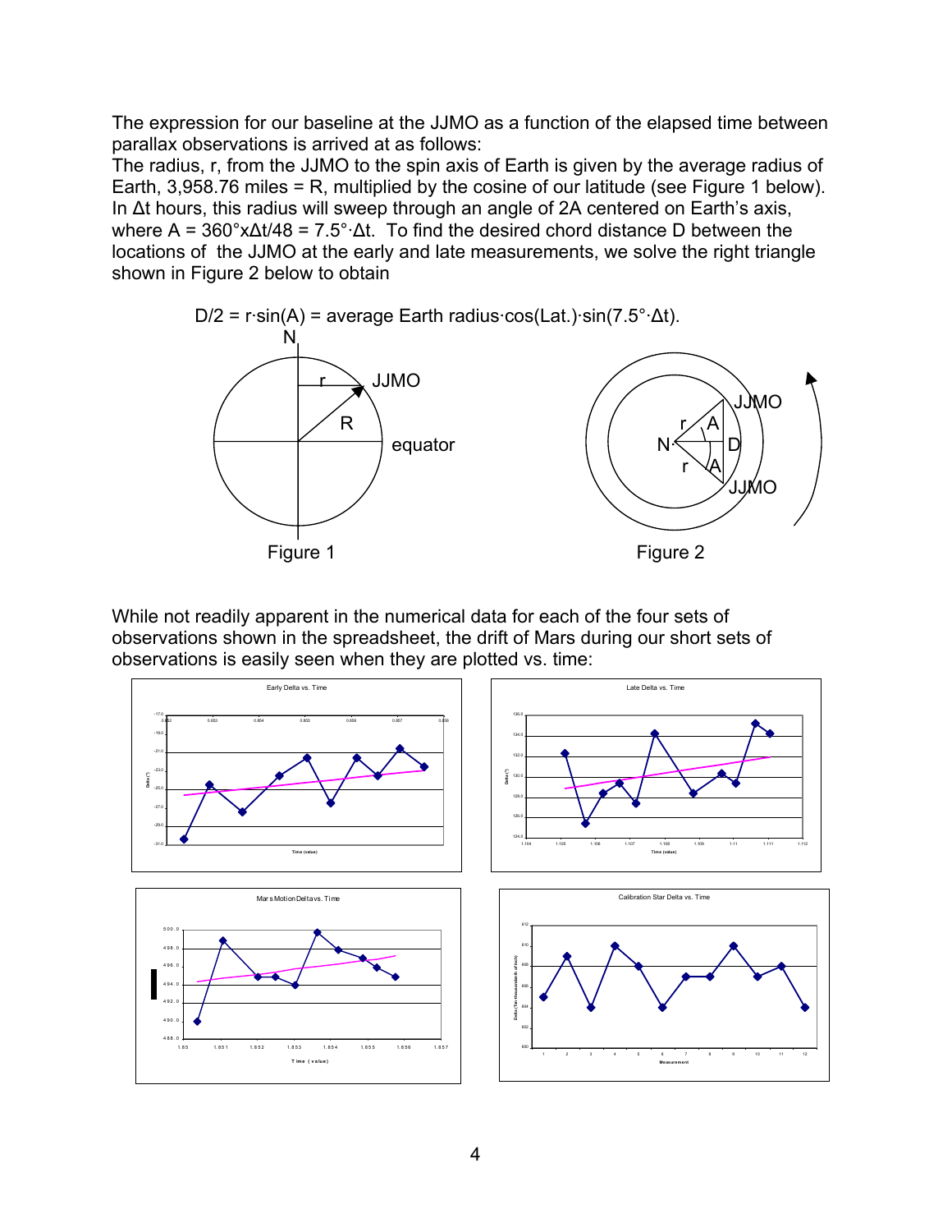The expression for our baseline at the JJMO as a function of the elapsed time between parallax observations is arrived at as follows:
The radius, r, from the JJMO to the spin axis of Earth is given by the average radius of Earth, 3,958.76 miles = R, multiplied by the cosine of our latitude (see Figure 1 below). In $\Delta t$ hours, this radius will sweep through an angle of 2A centered on Earth's axis, where $A = 360° \times \Delta t/48 = 7.5° \cdot \Delta t$. To find the desired chord distance D between the locations of the JJMO at the early and late measurements, we solve the right triangle shown in Figure 2 below to obtain

$$D/2 = r \cdot \sin(A) = \text{average Earth radius} \cdot \cos(\text{Lat.}) \cdot \sin(7.5° \cdot \Delta t).$$

Figure 1

Figure 2

While not readily apparent in the numerical data for each of the four sets of observations shown in the spreadsheet, the drift of Mars during our short sets of observations is easily seen when they are plotted vs. time: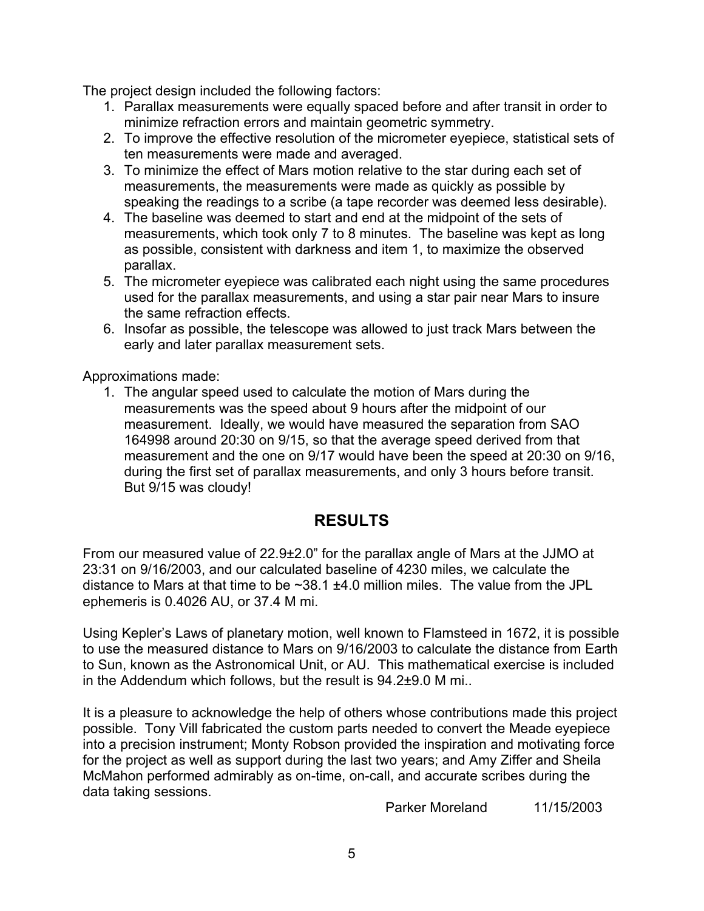The project design included the following factors:

1. Parallax measurements were equally spaced before and after transit in order to minimize refraction errors and maintain geometric symmetry.
2. To improve the effective resolution of the micrometer eyepiece, statistical sets of ten measurements were made and averaged.
3. To minimize the effect of Mars motion relative to the star during each set of measurements, the measurements were made as quickly as possible by speaking the readings to a scribe (a tape recorder was deemed less desirable).
4. The baseline was deemed to start and end at the midpoint of the sets of measurements, which took only 7 to 8 minutes. The baseline was kept as long as possible, consistent with darkness and item 1, to maximize the observed parallax.
5. The micrometer eyepiece was calibrated each night using the same procedures used for the parallax measurements, and using a star pair near Mars to insure the same refraction effects.
6. Insofar as possible, the telescope was allowed to just track Mars between the early and later parallax measurement sets.

Approximations made:

1. The angular speed used to calculate the motion of Mars during the measurements was the speed about 9 hours after the midpoint of our measurement. Ideally, we would have measured the separation from SAO 164998 around 20:30 on 9/15, so that the average speed derived from that measurement and the one on 9/17 would have been the speed at 20:30 on 9/16, during the first set of parallax measurements, and only 3 hours before transit. But 9/15 was cloudy!

## RESULTS

From our measured value of 22.9±2.0" for the parallax angle of Mars at the JJMO at 23:31 on 9/16/2003, and our calculated baseline of 4230 miles, we calculate the distance to Mars at that time to be ~38.1 ±4.0 million miles. The value from the JPL ephemeris is 0.4026 AU, or 37.4 M mi.

Using Kepler's Laws of planetary motion, well known to Flamsteed in 1672, it is possible to use the measured distance to Mars on 9/16/2003 to calculate the distance from Earth to Sun, known as the Astronomical Unit, or AU. This mathematical exercise is included in the Addendum which follows, but the result is 94.2±9.0 M mi..

It is a pleasure to acknowledge the help of others whose contributions made this project possible. Tony Vill fabricated the custom parts needed to convert the Meade eyepiece into a precision instrument; Monty Robson provided the inspiration and motivating force for the project as well as support during the last two years; and Amy Ziffer and Sheila McMahon performed admirably as on-time, on-call, and accurate scribes during the data taking sessions.

Parker Moreland 11/15/2003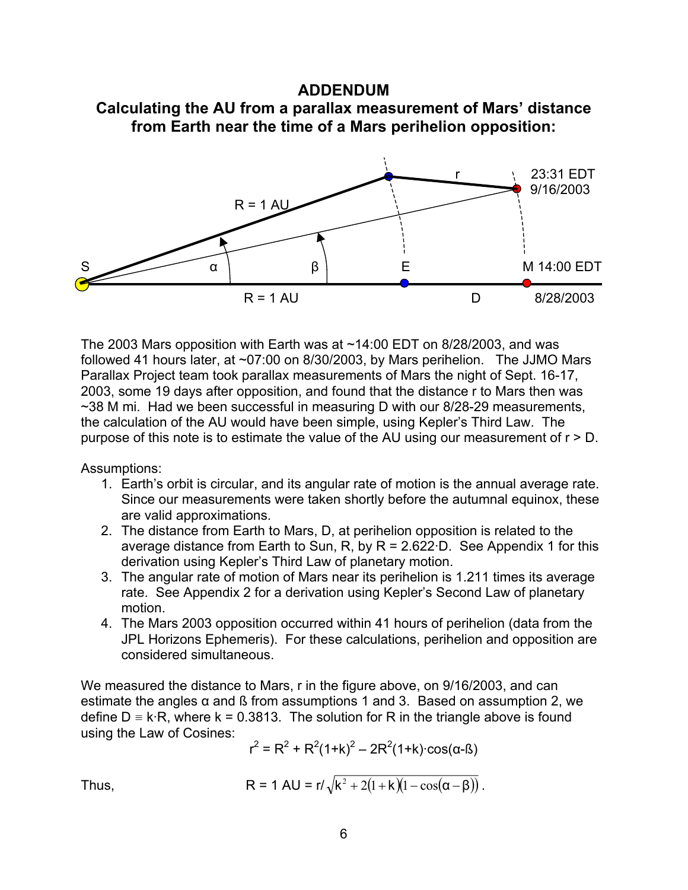## ADDENDUM

## Calculating the AU from a parallax measurement of Mars' distance from Earth near the time of a Mars perihelion opposition:

The 2003 Mars opposition with Earth was at ~14:00 EDT on 8/28/2003, and was followed 41 hours later, at ~07:00 on 8/30/2003, by Mars perihelion. The JJMO Mars Parallax Project team took parallax measurements of Mars the night of Sept. 16-17, 2003, some 19 days after opposition, and found that the distance r to Mars then was ~38 M mi. Had we been successful in measuring D with our 8/28-29 measurements, the calculation of the AU would have been simple, using Kepler's Third Law. The purpose of this note is to estimate the value of the AU using our measurement of r > D.

Assumptions:

1. Earth's orbit is circular, and its angular rate of motion is the annual average rate. Since our measurements were taken shortly before the autumnal equinox, these are valid approximations.
2. The distance from Earth to Mars, D, at perihelion opposition is related to the average distance from Earth to Sun, R, by R = 2.622·D. See Appendix 1 for this derivation using Kepler's Third Law of planetary motion.
3. The angular rate of motion of Mars near its perihelion is 1.211 times its average rate. See Appendix 2 for a derivation using Kepler's Second Law of planetary motion.
4. The Mars 2003 opposition occurred within 41 hours of perihelion (data from the JPL Horizons Ephemeris). For these calculations, perihelion and opposition are considered simultaneous.

We measured the distance to Mars, r in the figure above, on 9/16/2003, and can estimate the angles α and ß from assumptions 1 and 3. Based on assumption 2, we define $D \equiv k \cdot R$, where k = 0.3813. The solution for R in the triangle above is found using the Law of Cosines:

$$r^2 = R^2 + R^2(1+k)^2 - 2R^2(1+k)\cdot\cos(\alpha - \beta)$$

Thus,

$$R = 1\text{ AU} = r/\sqrt{k^2 + 2(1+k)(1-\cos(\alpha-\beta))}.$$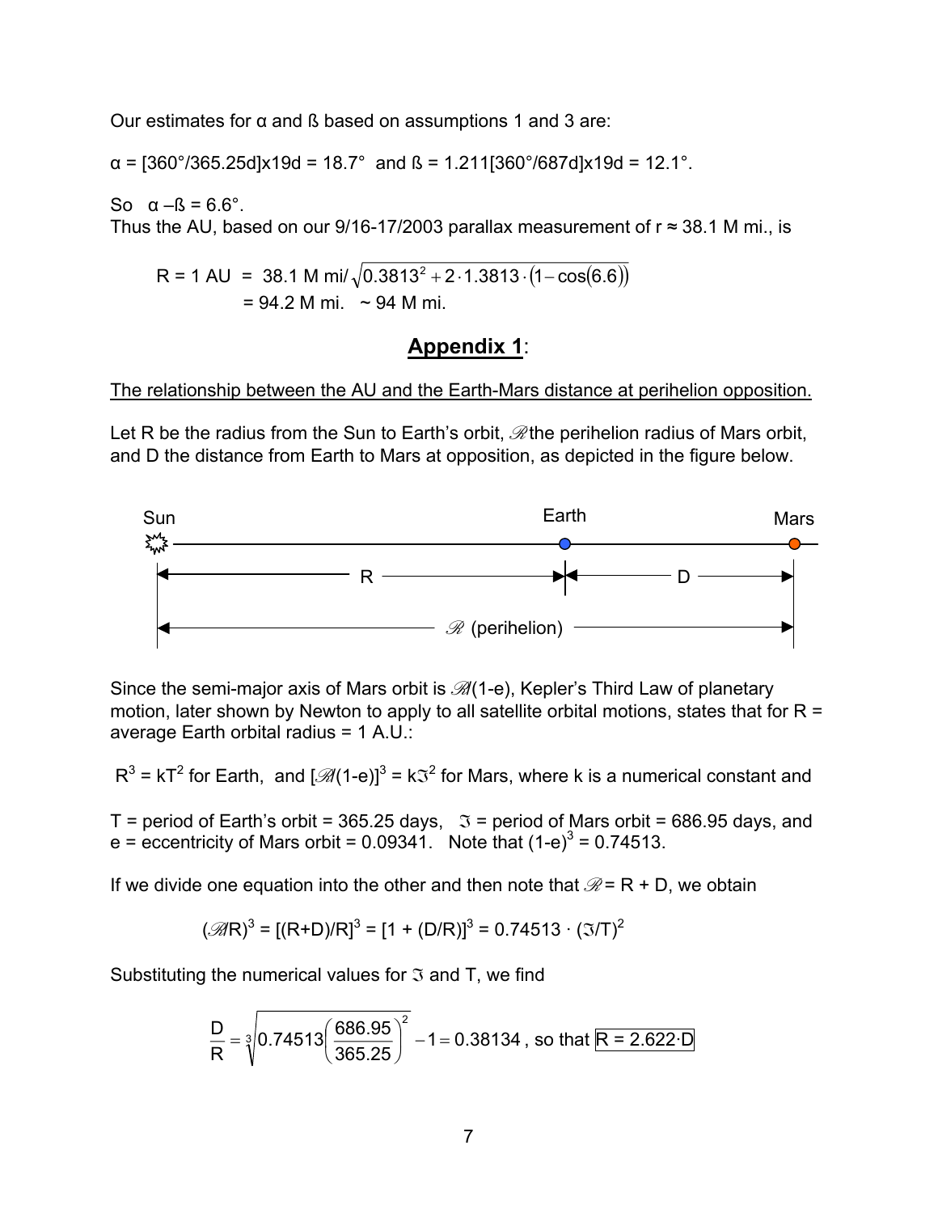Our estimates for α and ß based on assumptions 1 and 3 are:

$\alpha = [360°/365.25d] \times 19d = 18.7°$  and $ß = 1.211[360°/687d] \times 19d = 12.1°$.

So  $\alpha - ß = 6.6°$.
Thus the AU, based on our 9/16-17/2003 parallax measurement of $r \approx 38.1$ M mi., is

$$R = 1 \text{ AU} = 38.1 \text{ M mi}/\sqrt{0.3813^2 + 2 \cdot 1.3813 \cdot (1-\cos(6.6))}$$
$$= 94.2 \text{ M mi.} \quad \sim 94 \text{ M mi.}$$

## Appendix 1:

The relationship between the AU and the Earth-Mars distance at perihelion opposition.

Let R be the radius from the Sun to Earth's orbit, $\mathscr{R}$ the perihelion radius of Mars orbit, and D the distance from Earth to Mars at opposition, as depicted in the figure below.

Sun — Earth — Mars

R | D

$\mathscr{R}$ (perihelion)

Since the semi-major axis of Mars orbit is $\mathscr{R}(1-e)$, Kepler's Third Law of planetary motion, later shown by Newton to apply to all satellite orbital motions, states that for R = average Earth orbital radius = 1 A.U.:

$R^3 = kT^2$ for Earth,  and $[\mathscr{R}(1-e)]^3 = k\mathfrak{I}^2$ for Mars, where k is a numerical constant and

T = period of Earth's orbit = 365.25 days,  $\mathfrak{I}$ = period of Mars orbit = 686.95 days, and e = eccentricity of Mars orbit = 0.09341.  Note that $(1-e)^3 = 0.74513$.

If we divide one equation into the other and then note that $\mathscr{R} = R + D$, we obtain

$$(\mathscr{R}/R)^3 = [(R+D)/R]^3 = [1 + (D/R)]^3 = 0.74513 \cdot (\mathfrak{I}/T)^2$$

Substituting the numerical values for $\mathfrak{I}$ and T, we find

$$\frac{D}{R} = \sqrt[3]{0.74513\left(\frac{686.95}{365.25}\right)^2} - 1 = 0.38134 \text{, so that } \boxed{R = 2.622 \cdot D}$$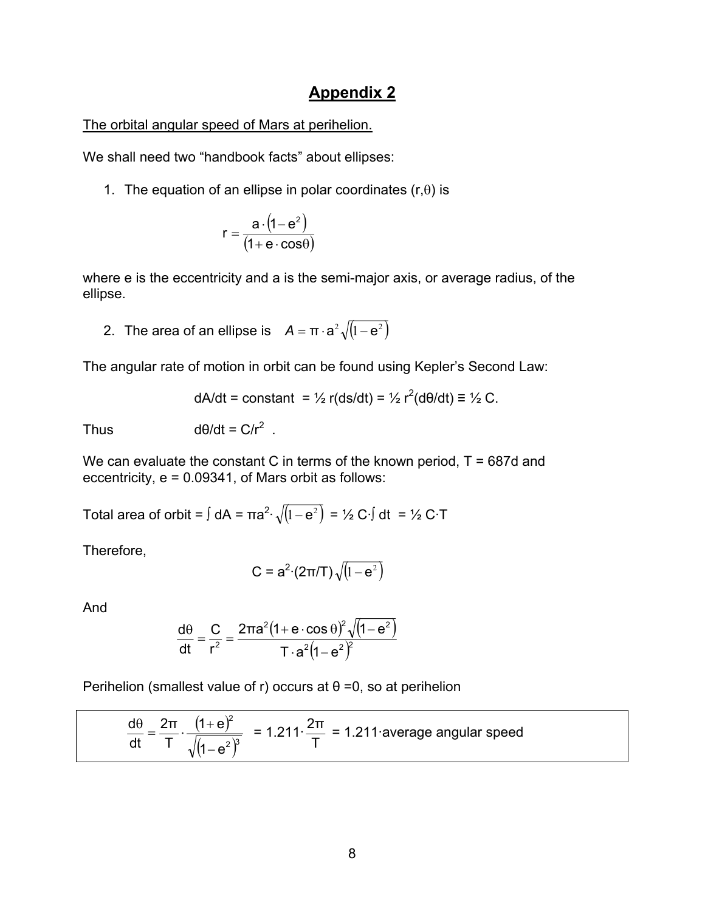## Appendix 2

The orbital angular speed of Mars at perihelion.

We shall need two "handbook facts" about ellipses:

1. The equation of an ellipse in polar coordinates $(r,\theta)$ is

$$r = \frac{a \cdot (1 - e^2)}{(1 + e \cdot \cos\theta)}$$

where e is the eccentricity and a is the semi-major axis, or average radius, of the ellipse.

2. The area of an ellipse is $A = \pi \cdot a^2 \sqrt{(1 - e^2)}$

The angular rate of motion in orbit can be found using Kepler's Second Law:

$$dA/dt = \text{constant} = ½\, r(ds/dt) = ½\, r^2(d\theta/dt) \equiv ½\, C.$$

Thus $\qquad d\theta/dt = C/r^2$ .

We can evaluate the constant C in terms of the known period, T = 687d and eccentricity, e = 0.09341, of Mars orbit as follows:

Total area of orbit = $\int dA = \pi a^2 \cdot \sqrt{(1 - e^2)} = ½\, C \cdot \int dt = ½\, C \cdot T$

Therefore,

$$C = a^2 \cdot (2\pi/T)\sqrt{(1 - e^2)}$$

And

$$\frac{d\theta}{dt} = \frac{C}{r^2} = \frac{2\pi a^2 (1 + e \cdot \cos\theta)^2 \sqrt{(1 - e^2)}}{T \cdot a^2 (1 - e^2)^2}$$

Perihelion (smallest value of r) occurs at $\theta = 0$, so at perihelion

$$\frac{d\theta}{dt} = \frac{2\pi}{T} \cdot \frac{(1 + e)^2}{\sqrt{(1 - e^2)^3}} = 1.211 \cdot \frac{2\pi}{T} = 1.211 \cdot \text{average angular speed}$$